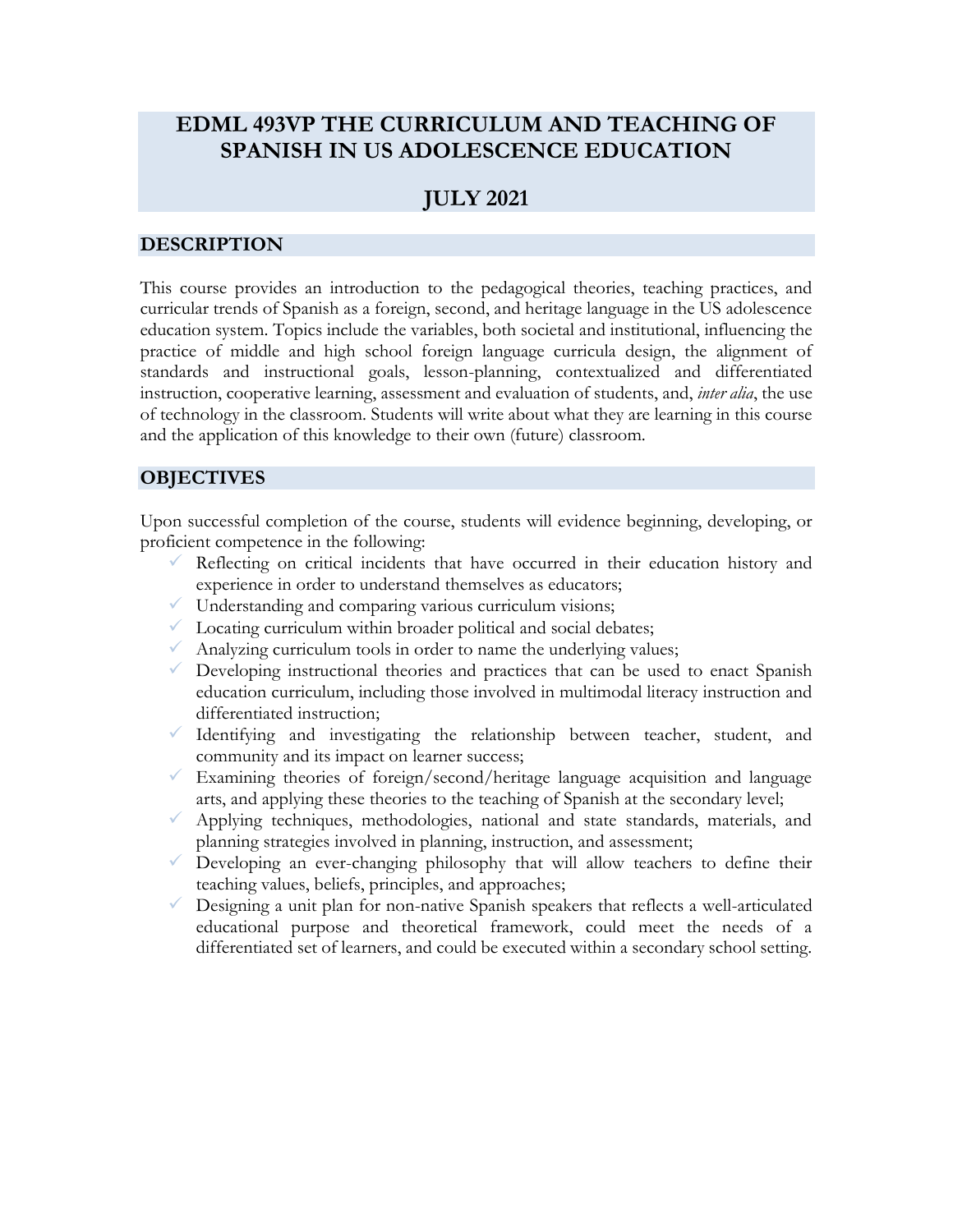# EDML 493VP THE CURRICULUM AND TEACHING OF SPANISH IN US ADOLESCENCE EDUCATION

# JULY 2021

## DESCRIPTION

This course provides an introduction to the pedagogical theories, teaching practices, and curricular trends of Spanish as a foreign, second, and heritage language in the US adolescence education system. Topics include the variables, both societal and institutional, influencing the practice of middle and high school foreign language curricula design, the alignment of standards and instructional goals, lesson-planning, contextualized and differentiated instruction, cooperative learning, assessment and evaluation of students, and, *inter alia*, the use of technology in the classroom. Students will write about what they are learning in this course and the application of this knowledge to their own (future) classroom.

## OBJECTIVES

Upon successful completion of the course, students will evidence beginning, developing, or proficient competence in the following:

- ✓ Reflecting on critical incidents that have occurred in their education history and experience in order to understand themselves as educators;
- ✓ Understanding and comparing various curriculum visions;
- ✓ Locating curriculum within broader political and social debates;
- ✓ Analyzing curriculum tools in order to name the underlying values;
- ✓ Developing instructional theories and practices that can be used to enact Spanish education curriculum, including those involved in multimodal literacy instruction and differentiated instruction;
- ✓ Identifying and investigating the relationship between teacher, student, and community and its impact on learner success;
- ✓ Examining theories of foreign/second/heritage language acquisition and language arts, and applying these theories to the teaching of Spanish at the secondary level;
- ✓ Applying techniques, methodologies, national and state standards, materials, and planning strategies involved in planning, instruction, and assessment;
- ✓ Developing an ever-changing philosophy that will allow teachers to define their teaching values, beliefs, principles, and approaches;
- ✓ Designing a unit plan for non-native Spanish speakers that reflects a well-articulated educational purpose and theoretical framework, could meet the needs of a differentiated set of learners, and could be executed within a secondary school setting.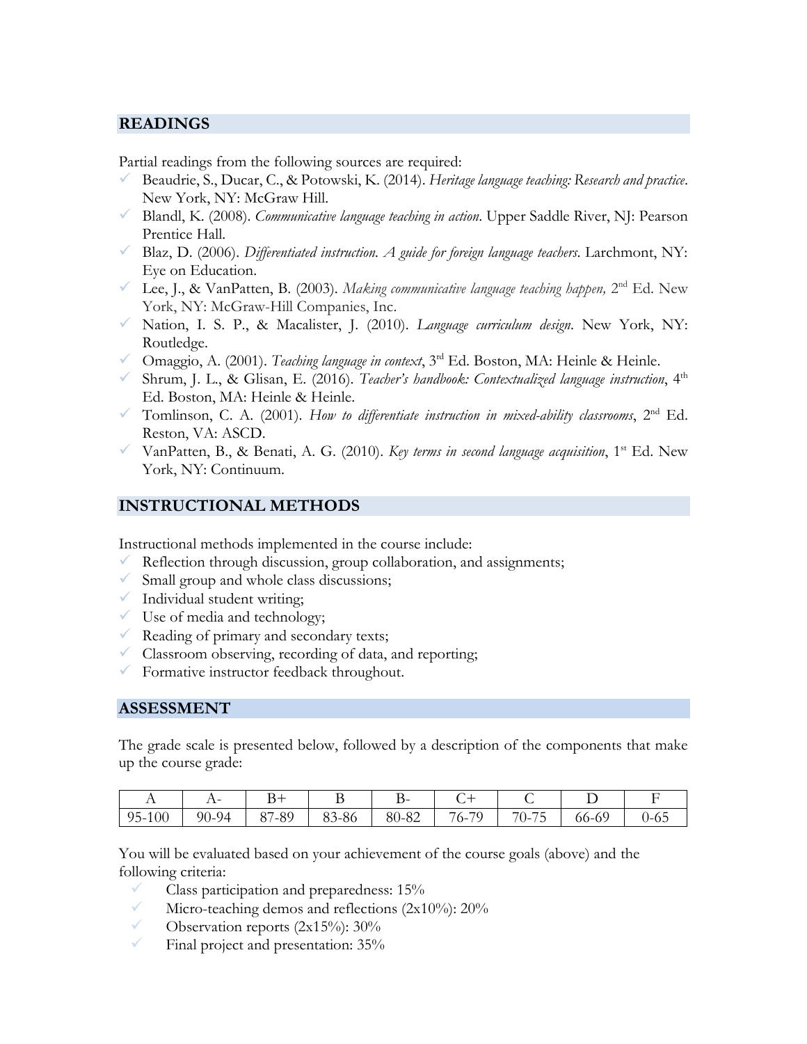## READINGS

Partial readings from the following sources are required:

- Beaudrie, S., Ducar, C., & Potowski, K. (2014). *Heritage language teaching: Research and practice*. New York, NY: McGraw Hill.
- Blandl, K. (2008). *Communicative language teaching in action*. Upper Saddle River, NJ: Pearson Prentice Hall.
- Blaz, D. (2006). *Differentiated instruction. A guide for foreign language teachers*. Larchmont, NY: Eye on Education.
- Lee, J., & VanPatten, B. (2003). *Making communicative language teaching happen,* 2nd Ed. New York, NY: McGraw-Hill Companies, Inc.
- Nation, I. S. P., & Macalister, J. (2010). *Language curriculum design*. New York, NY: Routledge.
- Omaggio, A. (2001). *Teaching language in context*, 3rd Ed. Boston, MA: Heinle & Heinle.
- Shrum, J. L., & Glisan, E. (2016). *Teacher's handbook: Contextualized language instruction*, 4th Ed. Boston, MA: Heinle & Heinle.
- Tomlinson, C. A. (2001). *How to differentiate instruction in mixed-ability classrooms*, 2nd Ed. Reston, VA: ASCD.
- VanPatten, B., & Benati, A. G. (2010). *Key terms in second language acquisition*, 1st Ed. New York, NY: Continuum.

## INSTRUCTIONAL METHODS

Instructional methods implemented in the course include:

- Reflection through discussion, group collaboration, and assignments;
- Small group and whole class discussions;
- Individual student writing;
- Use of media and technology;
- Reading of primary and secondary texts;
- Classroom observing, recording of data, and reporting;
- Formative instructor feedback throughout.

## ASSESSMENT

The grade scale is presented below, followed by a description of the components that make up the course grade:

| | | | | | | | | |
|---|---|---|---|---|---|---|---|---|
| A | A- | B+ | B | B- | C+ | C | D | F |
| 95-100 | 90-94 | 87-89 | 83-86 | 80-82 | 76-79 | 70-75 | 66-69 | 0-65 |

You will be evaluated based on your achievement of the course goals (above) and the following criteria:

- Class participation and preparedness: 15%
- Micro-teaching demos and reflections (2x10%): 20%
- Observation reports (2x15%): 30%
- Final project and presentation: 35%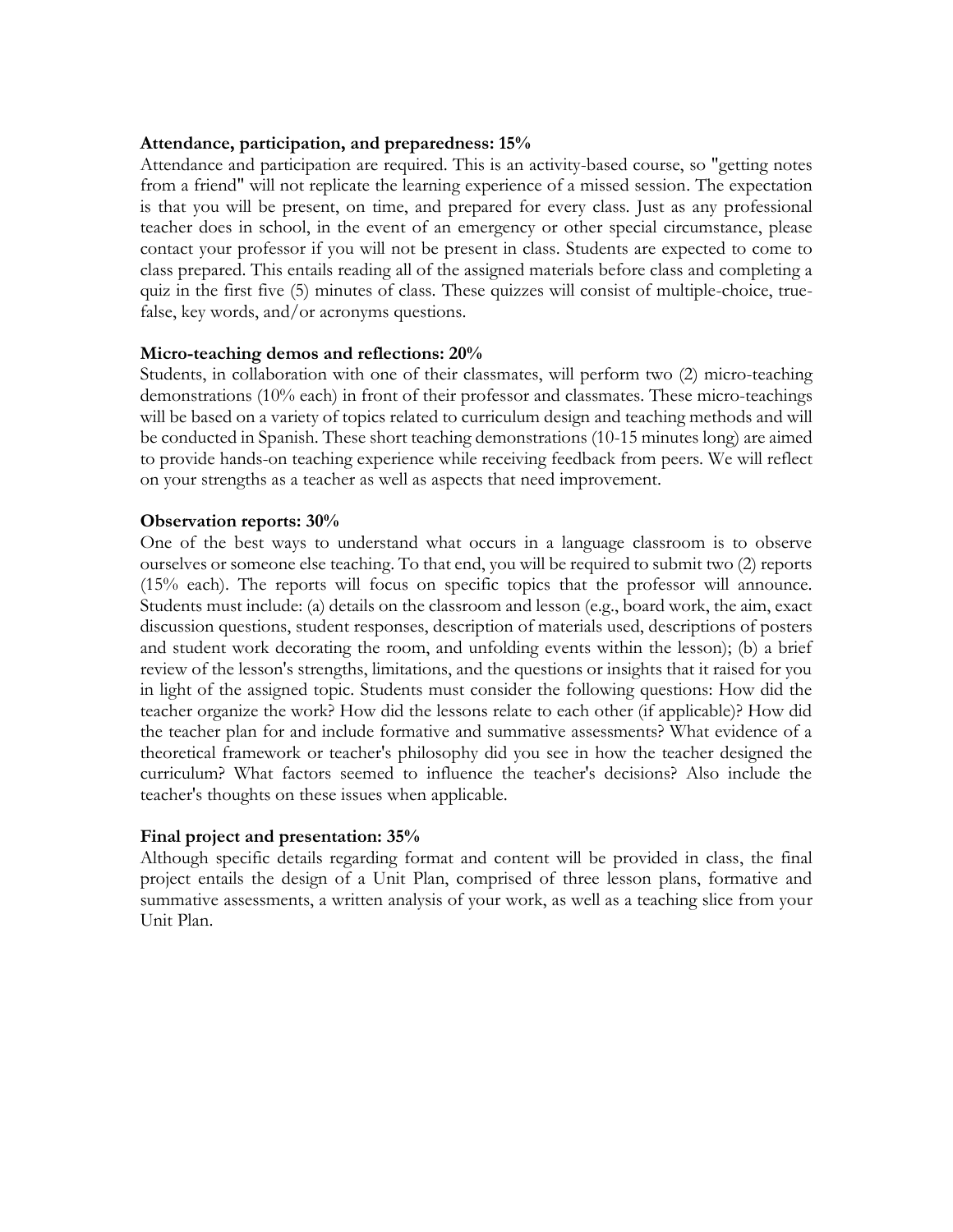**Attendance, participation, and preparedness: 15%**

Attendance and participation are required. This is an activity-based course, so "getting notes from a friend" will not replicate the learning experience of a missed session. The expectation is that you will be present, on time, and prepared for every class. Just as any professional teacher does in school, in the event of an emergency or other special circumstance, please contact your professor if you will not be present in class. Students are expected to come to class prepared. This entails reading all of the assigned materials before class and completing a quiz in the first five (5) minutes of class. These quizzes will consist of multiple-choice, true-false, key words, and/or acronyms questions.

**Micro-teaching demos and reflections: 20%**

Students, in collaboration with one of their classmates, will perform two (2) micro-teaching demonstrations (10% each) in front of their professor and classmates. These micro-teachings will be based on a variety of topics related to curriculum design and teaching methods and will be conducted in Spanish. These short teaching demonstrations (10-15 minutes long) are aimed to provide hands-on teaching experience while receiving feedback from peers. We will reflect on your strengths as a teacher as well as aspects that need improvement.

**Observation reports: 30%**

One of the best ways to understand what occurs in a language classroom is to observe ourselves or someone else teaching. To that end, you will be required to submit two (2) reports (15% each). The reports will focus on specific topics that the professor will announce. Students must include: (a) details on the classroom and lesson (e.g., board work, the aim, exact discussion questions, student responses, description of materials used, descriptions of posters and student work decorating the room, and unfolding events within the lesson); (b) a brief review of the lesson's strengths, limitations, and the questions or insights that it raised for you in light of the assigned topic. Students must consider the following questions: How did the teacher organize the work? How did the lessons relate to each other (if applicable)? How did the teacher plan for and include formative and summative assessments? What evidence of a theoretical framework or teacher's philosophy did you see in how the teacher designed the curriculum? What factors seemed to influence the teacher's decisions? Also include the teacher's thoughts on these issues when applicable.

**Final project and presentation: 35%**

Although specific details regarding format and content will be provided in class, the final project entails the design of a Unit Plan, comprised of three lesson plans, formative and summative assessments, a written analysis of your work, as well as a teaching slice from your Unit Plan.